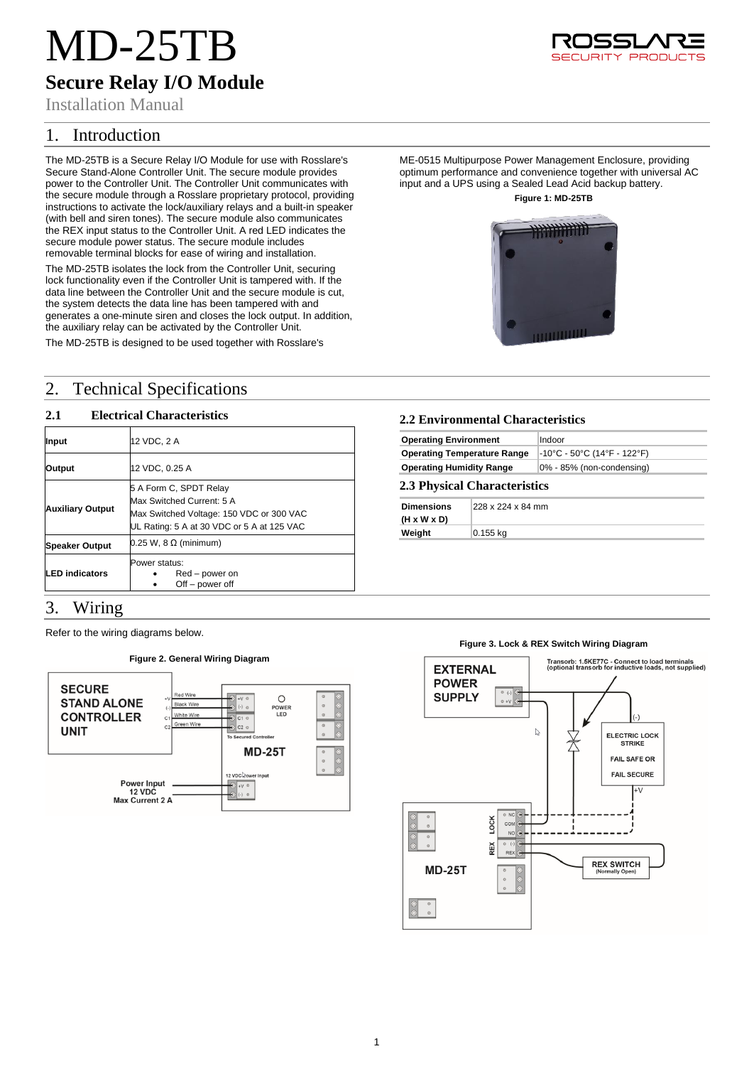# MD-25TB

## Secure Relay I/O Module

Installation Manual

## 1. Introduction

The MD-25TB is a Secure Relay I/O Module for use with Rosslare's Secure Stand-Alone Controller Unit. The secure module provides power to the Controller Unit. The Controller Unit communicates with the secure module through a Rosslare proprietary protocol, providing instructions to activate the lock/auxiliary relays and a built-in speaker (with bell and siren tones). The secure module also communicates the REX input status to the Controller Unit. A red LED indicates the secure module power status. The secure module includes removable terminal blocks for ease of wiring and installation.

The MD-25TB isolates the lock from the Controller Unit, securing lock functionality even if the Controller Unit is tampered with. If the data line between the Controller Unit and the secure module is cut, the system detects the data line has been tampered with and generates a one-minute siren and closes the lock output. In addition, the auxiliary relay can be activated by the Controller Unit.

The MD-25TB is designed to be used together with Rosslare's ME-0515 Multipurpose Power Management Enclosure, providing optimum performance and convenience together with universal AC input and a UPS using a Sealed Lead Acid backup battery.

**Figure 1: MD-25TB**

## 2. Technical Specifications

### 2.1 Electrical Characteristics

| | |
|---|---|
| **Input** | 12 VDC, 2 A |
| **Output** | 12 VDC, 0.25 A |
| **Auxiliary Output** | 5 A Form C, SPDT Relay<br>Max Switched Current: 5 A<br>Max Switched Voltage: 150 VDC or 300 VAC<br>UL Rating: 5 A at 30 VDC or 5 A at 125 VAC |
| **Speaker Output** | 0.25 W, 8 Ω (minimum) |
| **LED indicators** | Power status:<br>• Red – power on<br>• Off – power off |

### 2.2 Environmental Characteristics

| | |
|---|---|
| **Operating Environment** | Indoor |
| **Operating Temperature Range** | -10°C - 50°C (14°F - 122°F) |
| **Operating Humidity Range** | 0% - 85% (non-condensing) |

### 2.3 Physical Characteristics

| | |
|---|---|
| **Dimensions (H x W x D)** | 228 x 224 x 84 mm |
| **Weight** | 0.155 kg |

## 3. Wiring

Refer to the wiring diagrams below.

**Figure 2. General Wiring Diagram**

**Figure 3. Lock & REX Switch Wiring Diagram**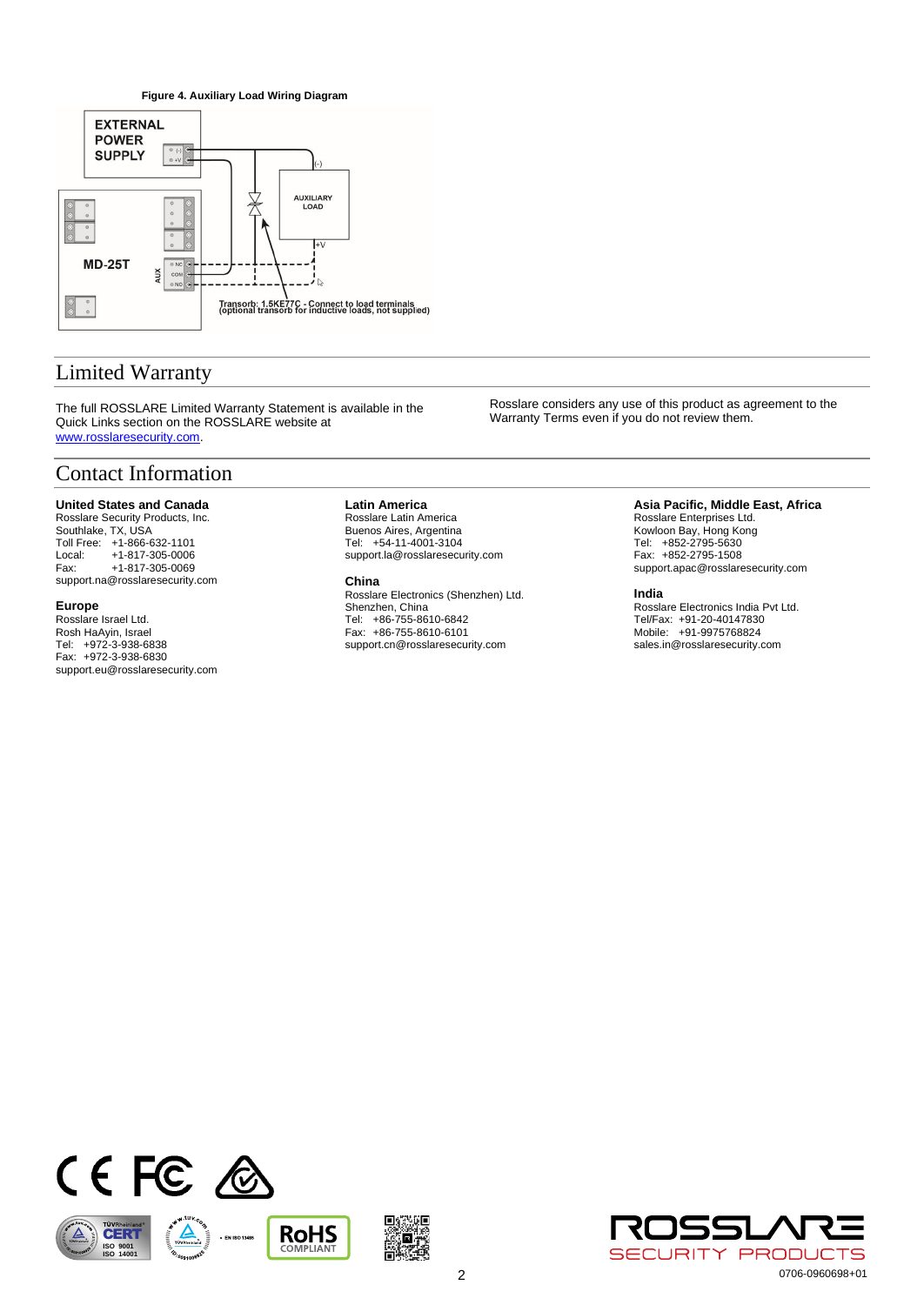**Figure 4. Auxiliary Load Wiring Diagram**

EXTERNAL POWER SUPPLY

(-)
+V

AUXILIARY LOAD

(-)
+V

MD-25T

AUX

NC
COM
NO

Transorb: 1.5KE77C - Connect to load terminals
(optional transorb for inductive loads, not supplied)

## Limited Warranty

The full ROSSLARE Limited Warranty Statement is available in the Quick Links section on the ROSSLARE website at www.rosslaresecurity.com.

Rosslare considers any use of this product as agreement to the Warranty Terms even if you do not review them.

## Contact Information

**United States and Canada**
Rosslare Security Products, Inc.
Southlake, TX, USA
Toll Free: +1-866-632-1101
Local: +1-817-305-0006
Fax: +1-817-305-0069
support.na@rosslaresecurity.com

**Europe**
Rosslare Israel Ltd.
Rosh HaAyin, Israel
Tel: +972-3-938-6838
Fax: +972-3-938-6830
support.eu@rosslaresecurity.com

**Latin America**
Rosslare Latin America
Buenos Aires, Argentina
Tel: +54-11-4001-3104
support.la@rosslaresecurity.com

**China**
Rosslare Electronics (Shenzhen) Ltd.
Shenzhen, China
Tel: +86-755-8610-6842
Fax: +86-755-8610-6101
support.cn@rosslaresecurity.com

**Asia Pacific, Middle East, Africa**
Rosslare Enterprises Ltd.
Kowloon Bay, Hong Kong
Tel: +852-2795-5630
Fax: +852-2795-1508
support.apac@rosslaresecurity.com

**India**
Rosslare Electronics India Pvt Ltd.
Tel/Fax: +91-20-40147830
Mobile: +91-9975768824
sales.in@rosslaresecurity.com

TÜVRheinland CERT ISO 9001 ISO 14001

EN ISO 13485

RoHS COMPLIANT

ROSSLARE SECURITY PRODUCTS

0706-0960698+01